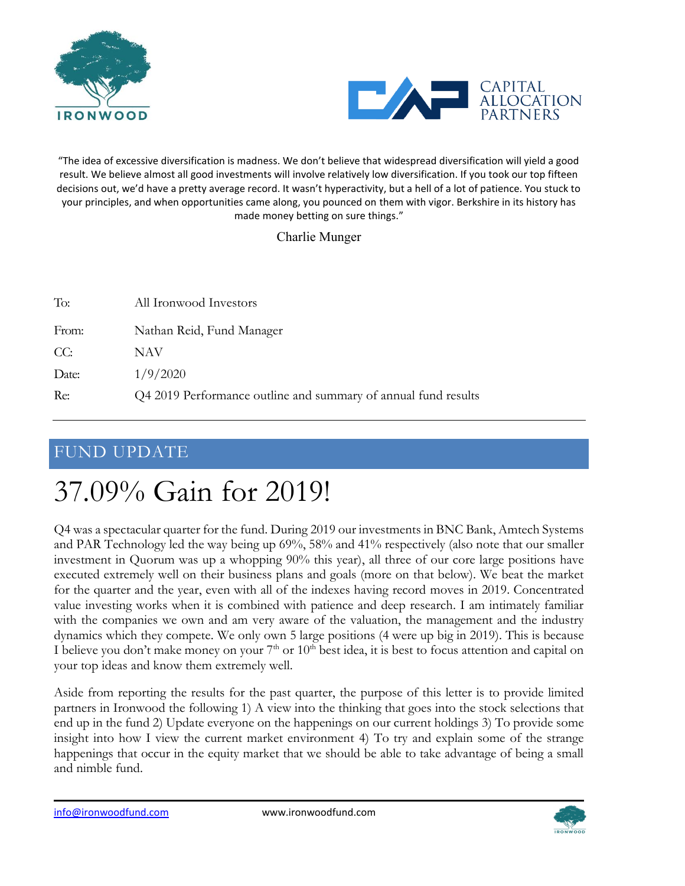"The idea of excessive diversification is madness. We don't believe that widespread diversification will yield a good result. We believe almost all good investments will involve relatively low diversification. If you took our top fifteen decisions out, we'd have a pretty average record. It wasn't hyperactivity, but a hell of a lot of patience. You stuck to your principles, and when opportunities came along, you pounced on them with vigor. Berkshire in its history has made money betting on sure things."

Charlie Munger

| | |
|---|---|
| To: | All Ironwood Investors |
| From: | Nathan Reid, Fund Manager |
| CC: | NAV |
| Date: | 1/9/2020 |
| Re: | Q4 2019 Performance outline and summary of annual fund results |

## FUND UPDATE

# 37.09% Gain for 2019!

Q4 was a spectacular quarter for the fund. During 2019 our investments in BNC Bank, Amtech Systems and PAR Technology led the way being up 69%, 58% and 41% respectively (also note that our smaller investment in Quorum was up a whopping 90% this year), all three of our core large positions have executed extremely well on their business plans and goals (more on that below). We beat the market for the quarter and the year, even with all of the indexes having record moves in 2019. Concentrated value investing works when it is combined with patience and deep research. I am intimately familiar with the companies we own and am very aware of the valuation, the management and the industry dynamics which they compete. We only own 5 large positions (4 were up big in 2019). This is because I believe you don't make money on your 7th or 10th best idea, it is best to focus attention and capital on your top ideas and know them extremely well.

Aside from reporting the results for the past quarter, the purpose of this letter is to provide limited partners in Ironwood the following 1) A view into the thinking that goes into the stock selections that end up in the fund 2) Update everyone on the happenings on our current holdings 3) To provide some insight into how I view the current market environment 4) To try and explain some of the strange happenings that occur in the equity market that we should be able to take advantage of being a small and nimble fund.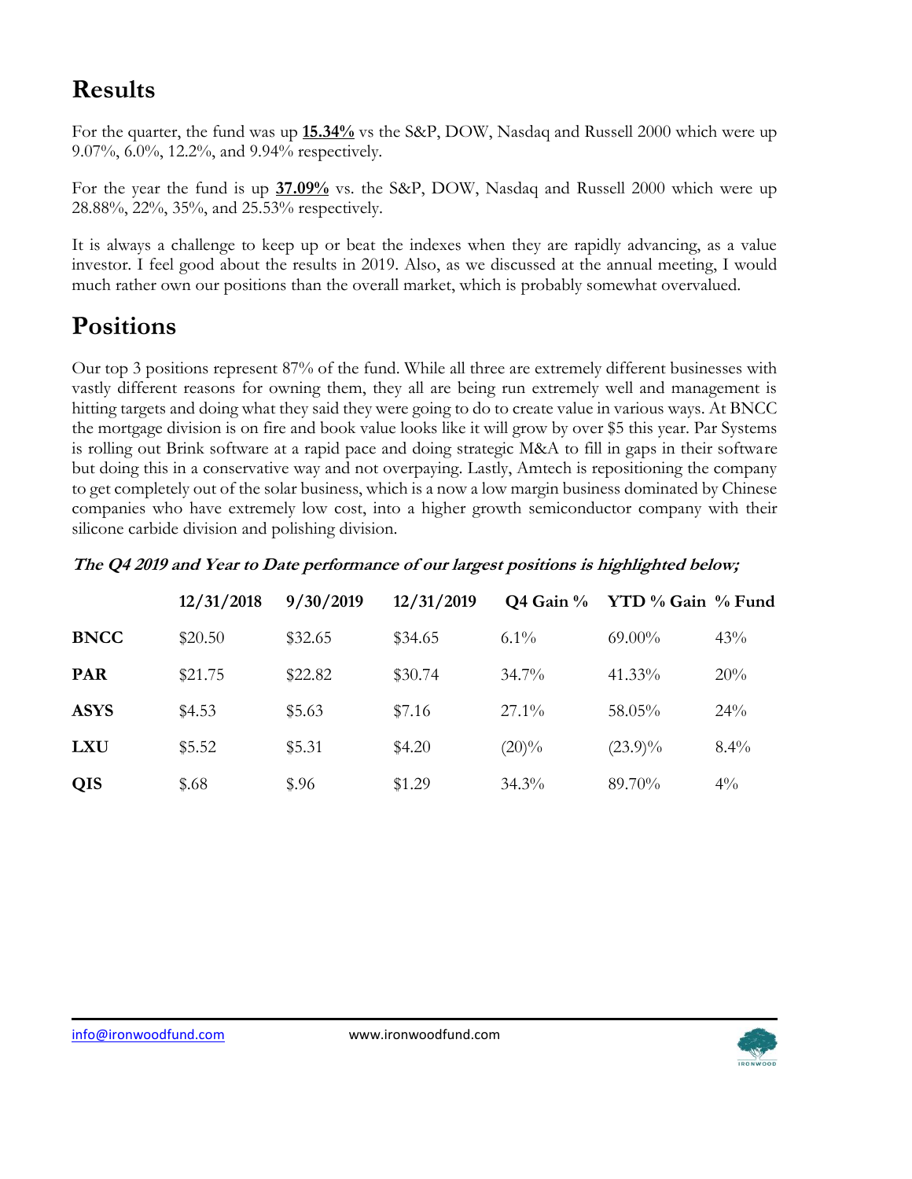## Results

For the quarter, the fund was up **15.34%** vs the S&P, DOW, Nasdaq and Russell 2000 which were up 9.07%, 6.0%, 12.2%, and 9.94% respectively.

For the year the fund is up **37.09%** vs. the S&P, DOW, Nasdaq and Russell 2000 which were up 28.88%, 22%, 35%, and 25.53% respectively.

It is always a challenge to keep up or beat the indexes when they are rapidly advancing, as a value investor. I feel good about the results in 2019. Also, as we discussed at the annual meeting, I would much rather own our positions than the overall market, which is probably somewhat overvalued.

## Positions

Our top 3 positions represent 87% of the fund. While all three are extremely different businesses with vastly different reasons for owning them, they all are being run extremely well and management is hitting targets and doing what they said they were going to do to create value in various ways. At BNCC the mortgage division is on fire and book value looks like it will grow by over $5 this year. Par Systems is rolling out Brink software at a rapid pace and doing strategic M&A to fill in gaps in their software but doing this in a conservative way and not overpaying. Lastly, Amtech is repositioning the company to get completely out of the solar business, which is a now a low margin business dominated by Chinese companies who have extremely low cost, into a higher growth semiconductor company with their silicone carbide division and polishing division.

***The Q4 2019 and Year to Date performance of our largest positions is highlighted below;***

| | 12/31/2018 | 9/30/2019 | 12/31/2019 | Q4 Gain % | YTD % Gain | % Fund |
|---|---|---|---|---|---|---|
| **BNCC** | $20.50 | $32.65 | $34.65 | 6.1% | 69.00% | 43% |
| **PAR** | $21.75 | $22.82 | $30.74 | 34.7% | 41.33% | 20% |
| **ASYS** | $4.53 | $5.63 | $7.16 | 27.1% | 58.05% | 24% |
| **LXU** | $5.52 | $5.31 | $4.20 | (20)% | (23.9)% | 8.4% |
| **QIS** | $.68 | $.96 | $1.29 | 34.3% | 89.70% | 4% |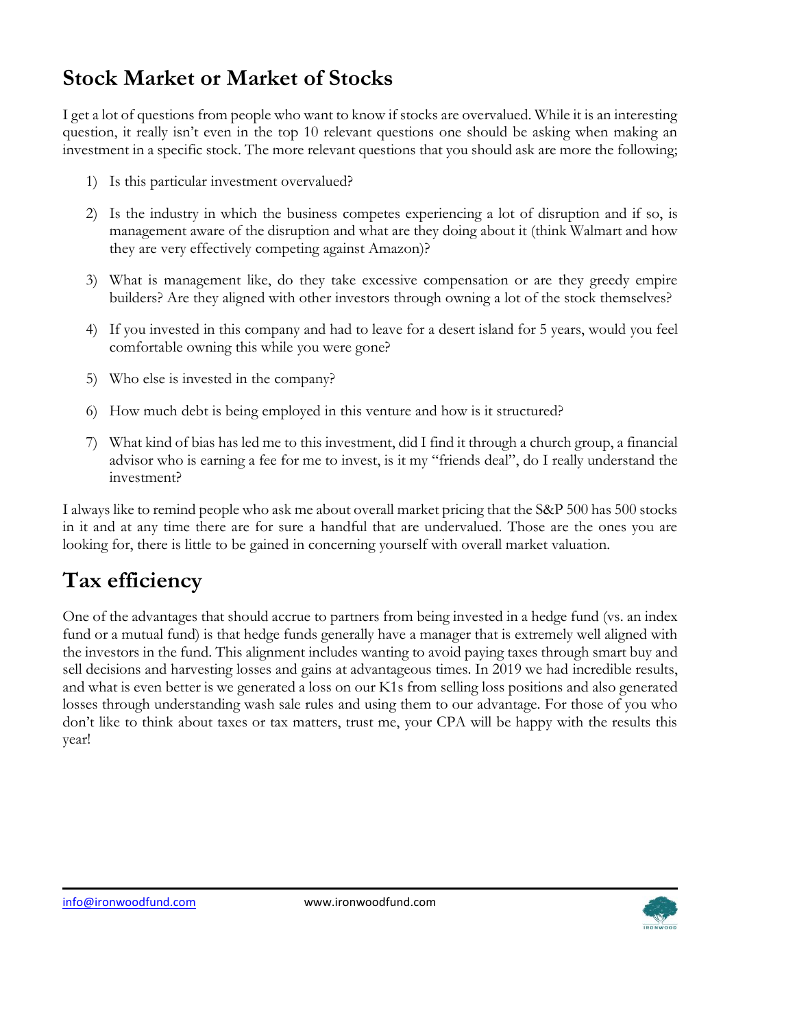## Stock Market or Market of Stocks

I get a lot of questions from people who want to know if stocks are overvalued. While it is an interesting question, it really isn't even in the top 10 relevant questions one should be asking when making an investment in a specific stock. The more relevant questions that you should ask are more the following;

1) Is this particular investment overvalued?

2) Is the industry in which the business competes experiencing a lot of disruption and if so, is management aware of the disruption and what are they doing about it (think Walmart and how they are very effectively competing against Amazon)?

3) What is management like, do they take excessive compensation or are they greedy empire builders? Are they aligned with other investors through owning a lot of the stock themselves?

4) If you invested in this company and had to leave for a desert island for 5 years, would you feel comfortable owning this while you were gone?

5) Who else is invested in the company?

6) How much debt is being employed in this venture and how is it structured?

7) What kind of bias has led me to this investment, did I find it through a church group, a financial advisor who is earning a fee for me to invest, is it my "friends deal", do I really understand the investment?

I always like to remind people who ask me about overall market pricing that the S&P 500 has 500 stocks in it and at any time there are for sure a handful that are undervalued. Those are the ones you are looking for, there is little to be gained in concerning yourself with overall market valuation.

## Tax efficiency

One of the advantages that should accrue to partners from being invested in a hedge fund (vs. an index fund or a mutual fund) is that hedge funds generally have a manager that is extremely well aligned with the investors in the fund. This alignment includes wanting to avoid paying taxes through smart buy and sell decisions and harvesting losses and gains at advantageous times. In 2019 we had incredible results, and what is even better is we generated a loss on our K1s from selling loss positions and also generated losses through understanding wash sale rules and using them to our advantage. For those of you who don't like to think about taxes or tax matters, trust me, your CPA will be happy with the results this year!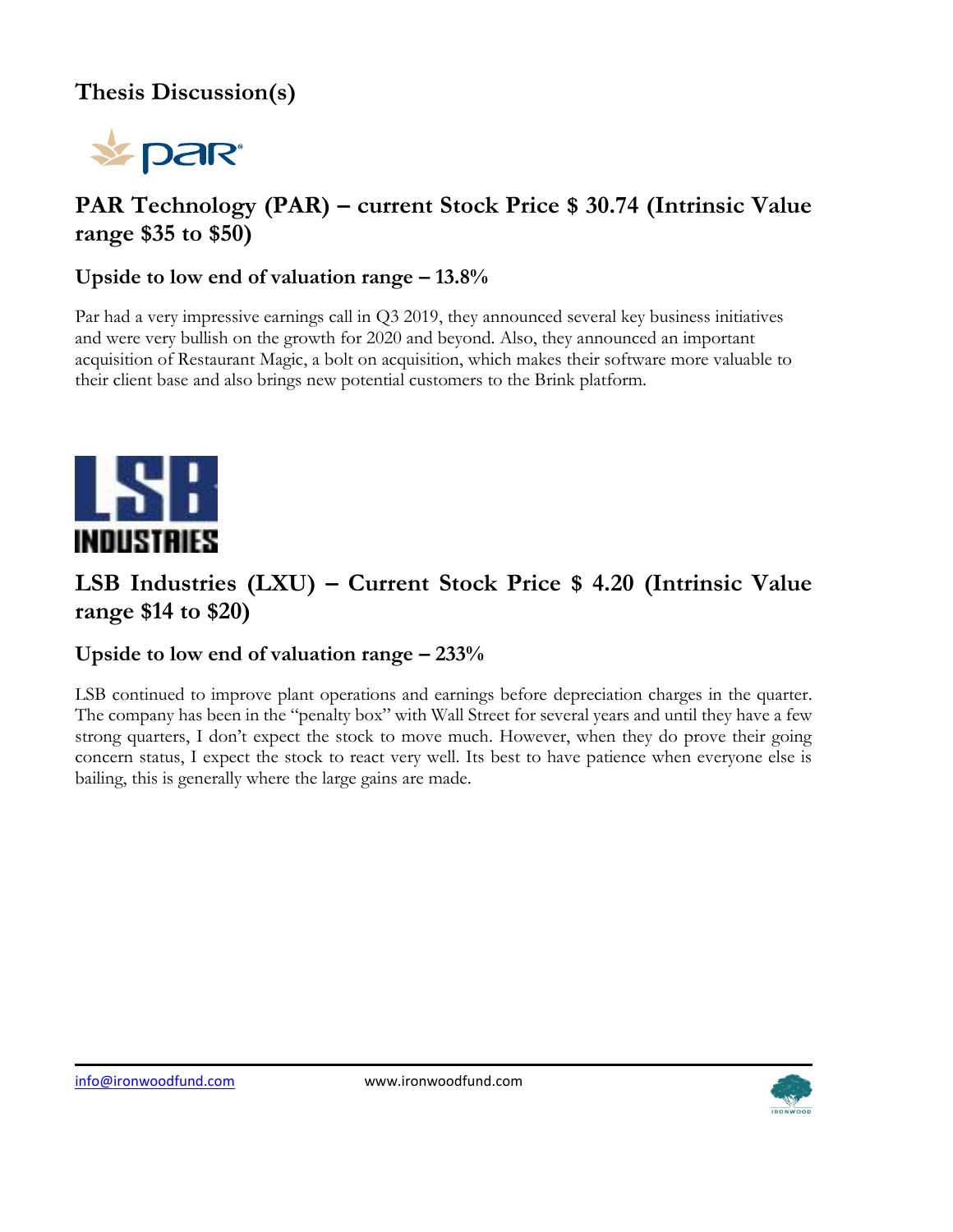# Thesis Discussion(s)

## PAR Technology (PAR) – current Stock Price $ 30.74 (Intrinsic Value range $35 to $50)

### Upside to low end of valuation range – 13.8%

Par had a very impressive earnings call in Q3 2019, they announced several key business initiatives and were very bullish on the growth for 2020 and beyond. Also, they announced an important acquisition of Restaurant Magic, a bolt on acquisition, which makes their software more valuable to their client base and also brings new potential customers to the Brink platform.

## LSB Industries (LXU) – Current Stock Price $ 4.20 (Intrinsic Value range $14 to $20)

### Upside to low end of valuation range – 233%

LSB continued to improve plant operations and earnings before depreciation charges in the quarter. The company has been in the "penalty box" with Wall Street for several years and until they have a few strong quarters, I don't expect the stock to move much. However, when they do prove their going concern status, I expect the stock to react very well. Its best to have patience when everyone else is bailing, this is generally where the large gains are made.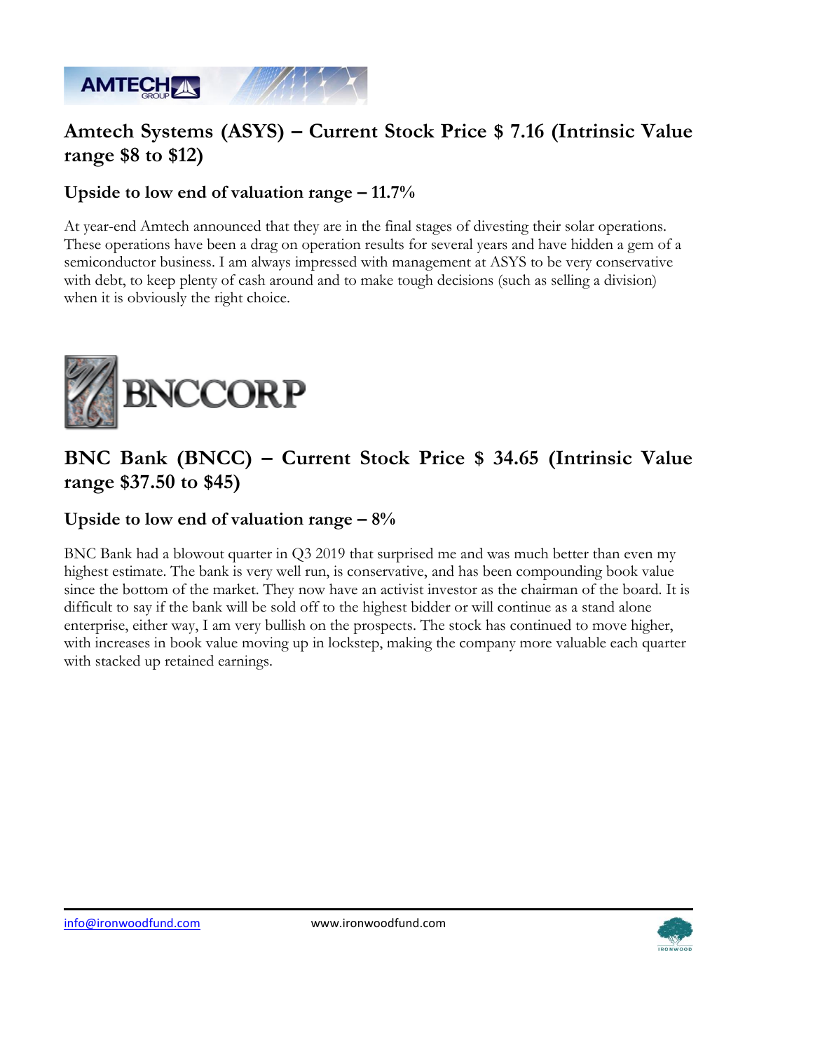## Amtech Systems (ASYS) – Current Stock Price $ 7.16 (Intrinsic Value range $8 to $12)

### Upside to low end of valuation range – 11.7%

At year-end Amtech announced that they are in the final stages of divesting their solar operations. These operations have been a drag on operation results for several years and have hidden a gem of a semiconductor business. I am always impressed with management at ASYS to be very conservative with debt, to keep plenty of cash around and to make tough decisions (such as selling a division) when it is obviously the right choice.

## BNC Bank (BNCC) – Current Stock Price $ 34.65 (Intrinsic Value range $37.50 to $45)

### Upside to low end of valuation range – 8%

BNC Bank had a blowout quarter in Q3 2019 that surprised me and was much better than even my highest estimate. The bank is very well run, is conservative, and has been compounding book value since the bottom of the market. They now have an activist investor as the chairman of the board. It is difficult to say if the bank will be sold off to the highest bidder or will continue as a stand alone enterprise, either way, I am very bullish on the prospects. The stock has continued to move higher, with increases in book value moving up in lockstep, making the company more valuable each quarter with stacked up retained earnings.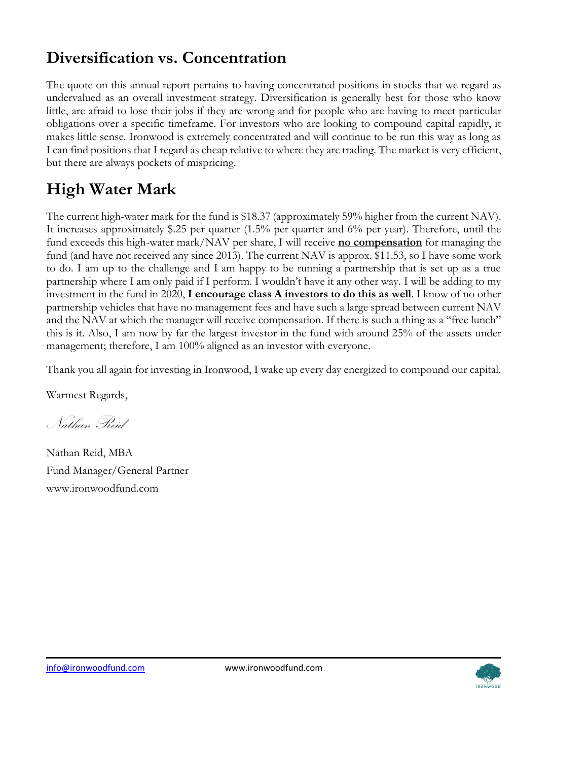## Diversification vs. Concentration

The quote on this annual report pertains to having concentrated positions in stocks that we regard as undervalued as an overall investment strategy. Diversification is generally best for those who know little, are afraid to lose their jobs if they are wrong and for people who are having to meet particular obligations over a specific timeframe. For investors who are looking to compound capital rapidly, it makes little sense. Ironwood is extremely concentrated and will continue to be run this way as long as I can find positions that I regard as cheap relative to where they are trading. The market is very efficient, but there are always pockets of mispricing.

## High Water Mark

The current high-water mark for the fund is $18.37 (approximately 59% higher from the current NAV). It increases approximately $.25 per quarter (1.5% per quarter and 6% per year). Therefore, until the fund exceeds this high-water mark/NAV per share, I will receive **<u>no compensation</u>** for managing the fund (and have not received any since 2013). The current NAV is approx. $11.53, so I have some work to do. I am up to the challenge and I am happy to be running a partnership that is set up as a true partnership where I am only paid if I perform. I wouldn't have it any other way. I will be adding to my investment in the fund in 2020, **<u>I encourage class A investors to do this as well</u>**. I know of no other partnership vehicles that have no management fees and have such a large spread between current NAV and the NAV at which the manager will receive compensation. If there is such a thing as a "free lunch" this is it. Also, I am now by far the largest investor in the fund with around 25% of the assets under management; therefore, I am 100% aligned as an investor with everyone.

Thank you all again for investing in Ironwood, I wake up every day energized to compound our capital.

Warmest Regards,

*Nathan Reid*

Nathan Reid, MBA
Fund Manager/General Partner
www.ironwoodfund.com